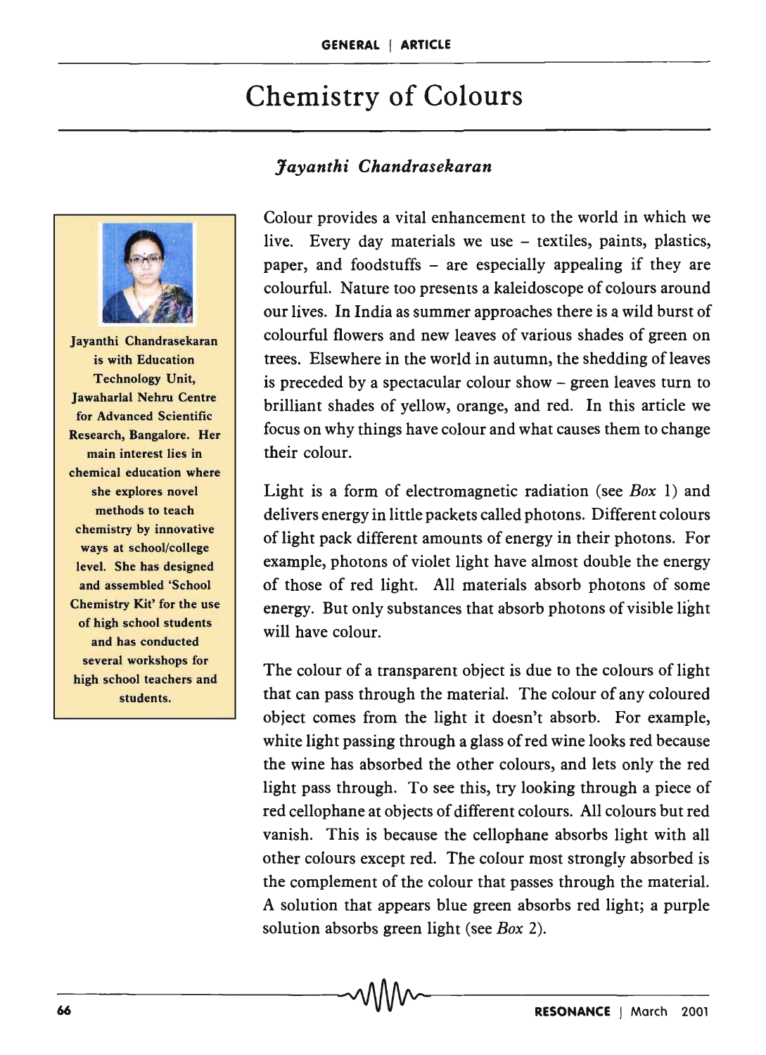# Chemistry of Colours

*Jayanthi Chandrasekaran*

Jayanthi Chandrasekaran is with Education Technology Unit, Jawaharlal Nehru Centre for Advanced Scientific Research, Bangalore. Her main interest lies in chemical education where she explores novel methods to teach chemistry by innovative ways at school/college level. She has designed and assembled 'School Chemistry Kit' for the use of high school students and has conducted several workshops for high school teachers and students.

Colour provides a vital enhancement to the world in which we live. Every day materials we use – textiles, paints, plastics, paper, and foodstuffs – are especially appealing if they are colourful. Nature too presents a kaleidoscope of colours around our lives. In India as summer approaches there is a wild burst of colourful flowers and new leaves of various shades of green on trees. Elsewhere in the world in autumn, the shedding of leaves is preceded by a spectacular colour show – green leaves turn to brilliant shades of yellow, orange, and red. In this article we focus on why things have colour and what causes them to change their colour.

Light is a form of electromagnetic radiation (see *Box* 1) and delivers energy in little packets called photons. Different colours of light pack different amounts of energy in their photons. For example, photons of violet light have almost double the energy of those of red light. All materials absorb photons of some energy. But only substances that absorb photons of visible light will have colour.

The colour of a transparent object is due to the colours of light that can pass through the material. The colour of any coloured object comes from the light it doesn't absorb. For example, white light passing through a glass of red wine looks red because the wine has absorbed the other colours, and lets only the red light pass through. To see this, try looking through a piece of red cellophane at objects of different colours. All colours but red vanish. This is because the cellophane absorbs light with all other colours except red. The colour most strongly absorbed is the complement of the colour that passes through the material. A solution that appears blue green absorbs red light; a purple solution absorbs green light (see *Box* 2).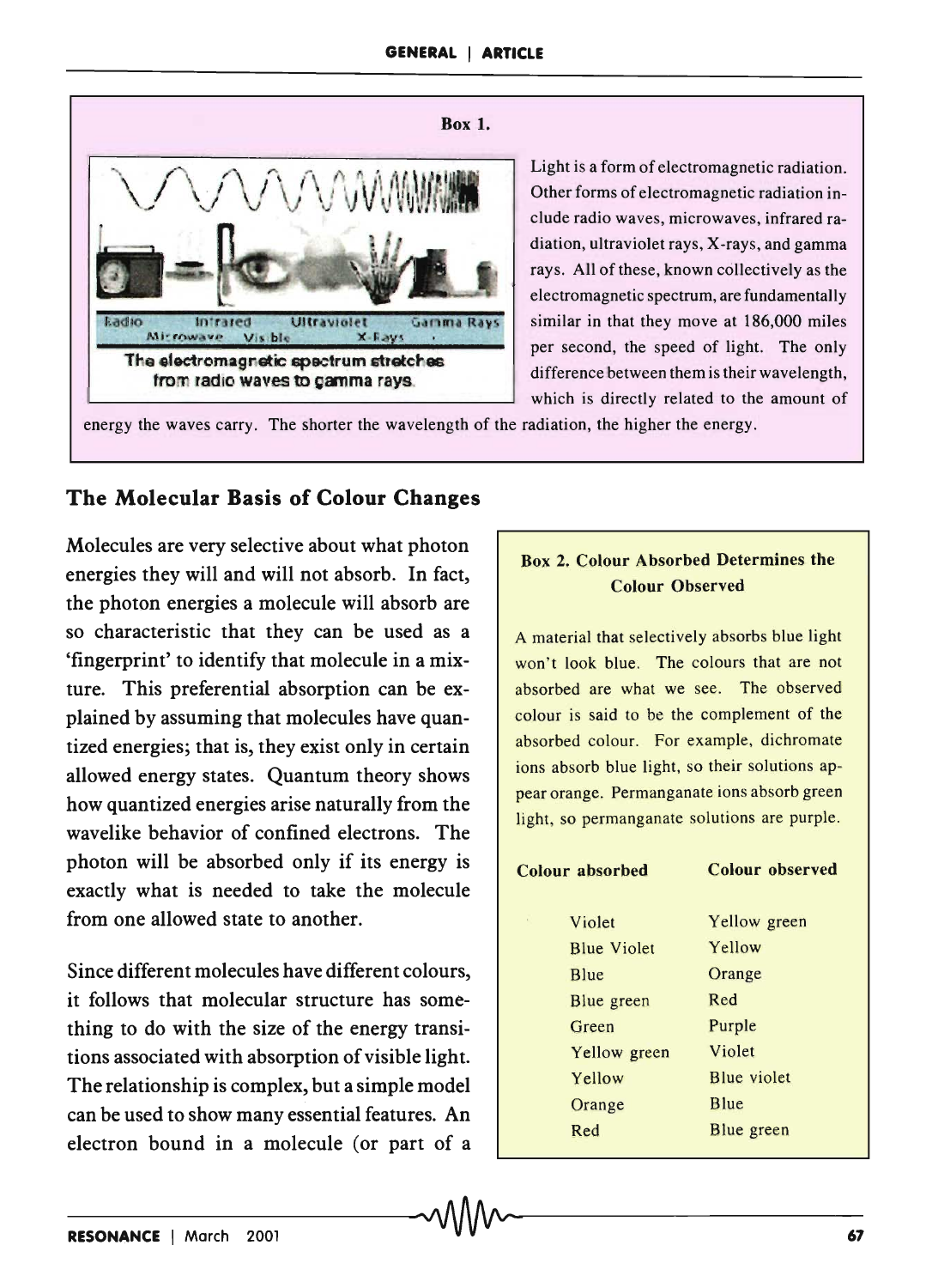**Box 1.**

Radio Infrared Ultraviolet Gamma Rays
Microwave Visible X-Rays

The electromagnetic spectrum stretches from radio waves to gamma rays.

Light is a form of electromagnetic radiation. Other forms of electromagnetic radiation include radio waves, microwaves, infrared radiation, ultraviolet rays, X-rays, and gamma rays. All of these, known collectively as the electromagnetic spectrum, are fundamentally similar in that they move at 186,000 miles per second, the speed of light. The only difference between them is their wavelength, which is directly related to the amount of energy the waves carry. The shorter the wavelength of the radiation, the higher the energy.

## The Molecular Basis of Colour Changes

Molecules are very selective about what photon energies they will and will not absorb. In fact, the photon energies a molecule will absorb are so characteristic that they can be used as a 'fingerprint' to identify that molecule in a mixture. This preferential absorption can be explained by assuming that molecules have quantized energies; that is, they exist only in certain allowed energy states. Quantum theory shows how quantized energies arise naturally from the wavelike behavior of confined electrons. The photon will be absorbed only if its energy is exactly what is needed to take the molecule from one allowed state to another.

Since different molecules have different colours, it follows that molecular structure has something to do with the size of the energy transitions associated with absorption of visible light. The relationship is complex, but a simple model can be used to show many essential features. An electron bound in a molecule (or part of a

**Box 2. Colour Absorbed Determines the Colour Observed**

A material that selectively absorbs blue light won't look blue. The colours that are not absorbed are what we see. The observed colour is said to be the complement of the absorbed colour. For example, dichromate ions absorb blue light, so their solutions appear orange. Permanganate ions absorb green light, so permanganate solutions are purple.

| Colour absorbed | Colour observed |
|---|---|
| Violet | Yellow green |
| Blue Violet | Yellow |
| Blue | Orange |
| Blue green | Red |
| Green | Purple |
| Yellow green | Violet |
| Yellow | Blue violet |
| Orange | Blue |
| Red | Blue green |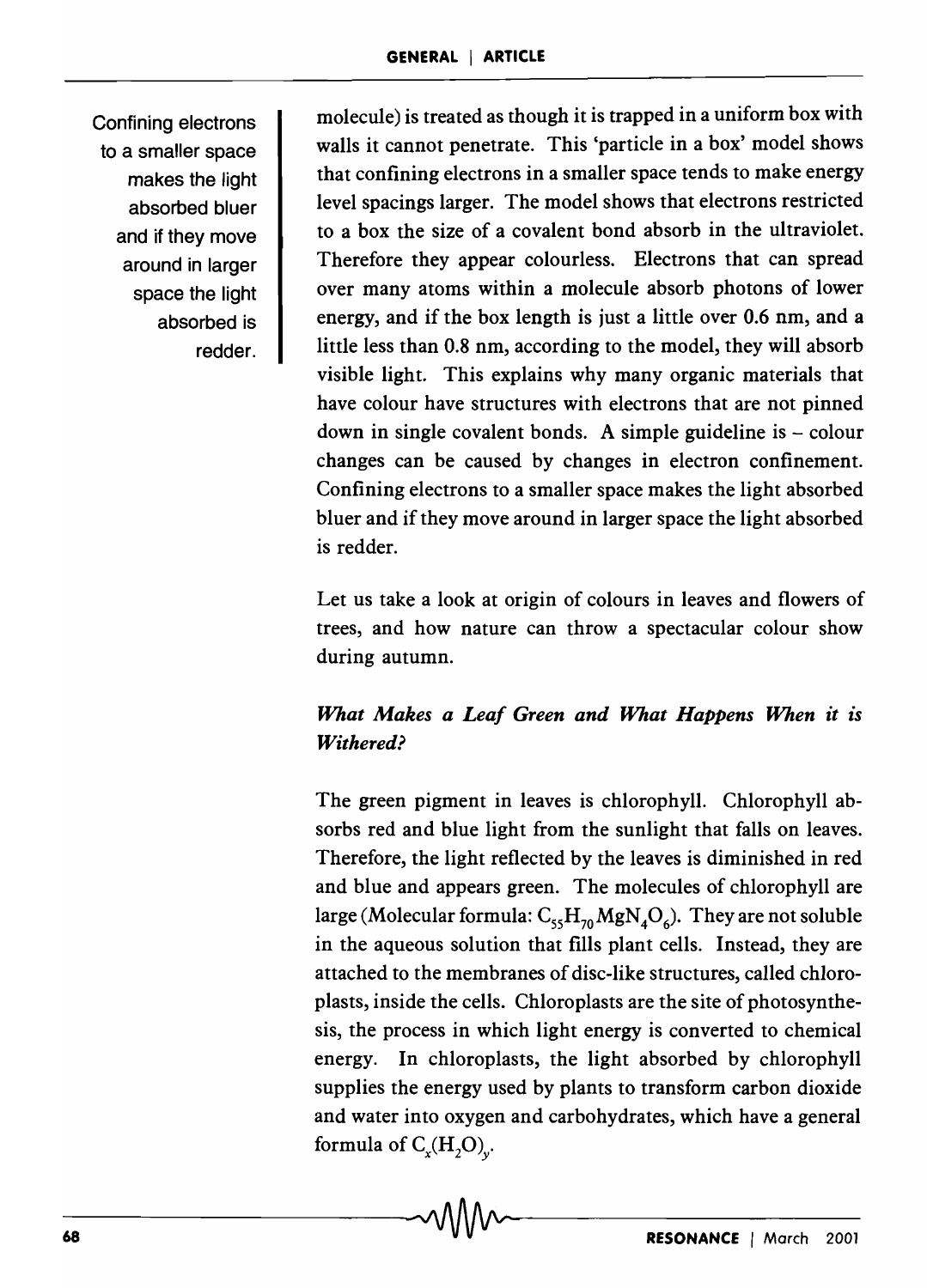Confining electrons to a smaller space makes the light absorbed bluer and if they move around in larger space the light absorbed is redder.

molecule) is treated as though it is trapped in a uniform box with walls it cannot penetrate. This 'particle in a box' model shows that confining electrons in a smaller space tends to make energy level spacings larger. The model shows that electrons restricted to a box the size of a covalent bond absorb in the ultraviolet. Therefore they appear colourless. Electrons that can spread over many atoms within a molecule absorb photons of lower energy, and if the box length is just a little over 0.6 nm, and a little less than 0.8 nm, according to the model, they will absorb visible light. This explains why many organic materials that have colour have structures with electrons that are not pinned down in single covalent bonds. A simple guideline is – colour changes can be caused by changes in electron confinement. Confining electrons to a smaller space makes the light absorbed bluer and if they move around in larger space the light absorbed is redder.

Let us take a look at origin of colours in leaves and flowers of trees, and how nature can throw a spectacular colour show during autumn.

### *What Makes a Leaf Green and What Happens When it is Withered?*

The green pigment in leaves is chlorophyll. Chlorophyll absorbs red and blue light from the sunlight that falls on leaves. Therefore, the light reflected by the leaves is diminished in red and blue and appears green. The molecules of chlorophyll are large (Molecular formula: $C_{55}H_{70}MgN_4O_6$). They are not soluble in the aqueous solution that fills plant cells. Instead, they are attached to the membranes of disc-like structures, called chloroplasts, inside the cells. Chloroplasts are the site of photosynthesis, the process in which light energy is converted to chemical energy. In chloroplasts, the light absorbed by chlorophyll supplies the energy used by plants to transform carbon dioxide and water into oxygen and carbohydrates, which have a general formula of $C_x(H_2O)_y$.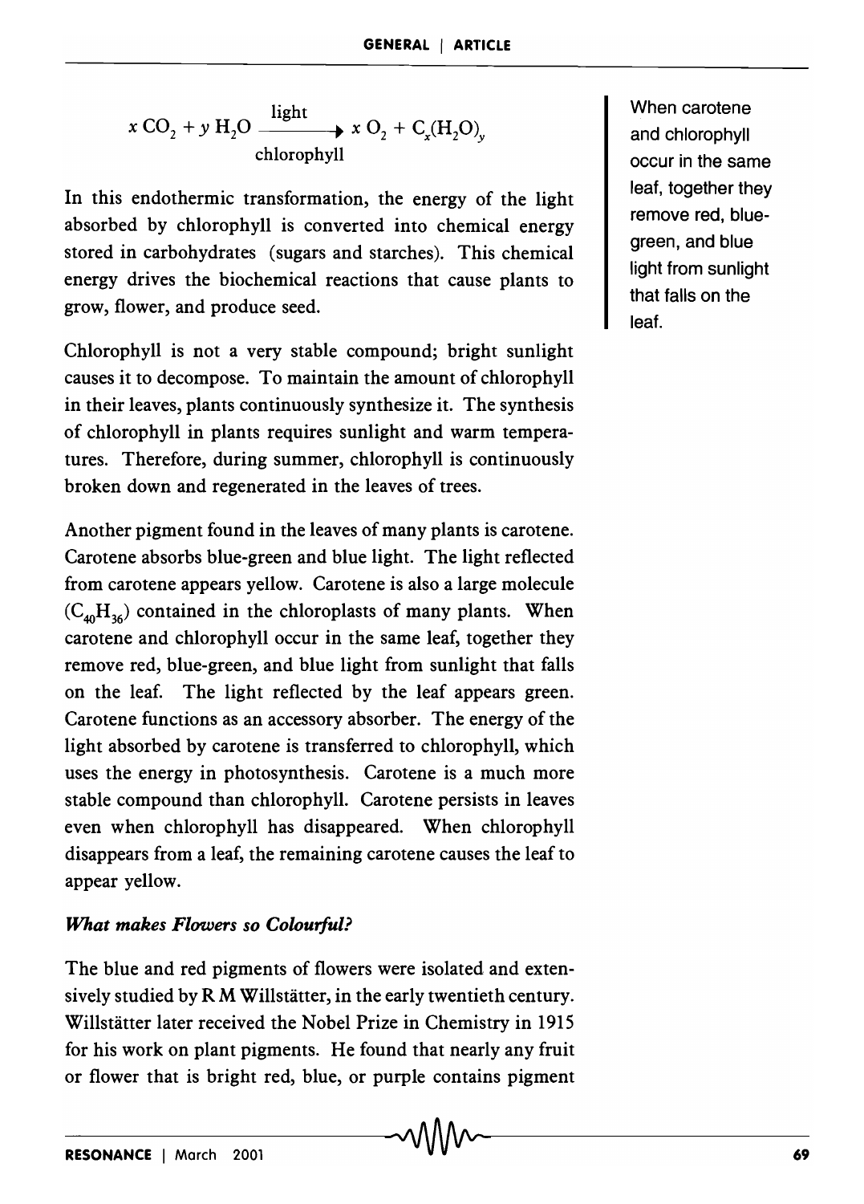$$x\,CO_2 + y\,H_2O \xrightarrow[\text{chlorophyll}]{\text{light}} x\,O_2 + C_x(H_2O)_y$$

In this endothermic transformation, the energy of the light absorbed by chlorophyll is converted into chemical energy stored in carbohydrates (sugars and starches). This chemical energy drives the biochemical reactions that cause plants to grow, flower, and produce seed.

Chlorophyll is not a very stable compound; bright sunlight causes it to decompose. To maintain the amount of chlorophyll in their leaves, plants continuously synthesize it. The synthesis of chlorophyll in plants requires sunlight and warm temperatures. Therefore, during summer, chlorophyll is continuously broken down and regenerated in the leaves of trees.

Another pigment found in the leaves of many plants is carotene. Carotene absorbs blue-green and blue light. The light reflected from carotene appears yellow. Carotene is also a large molecule ($C_{40}H_{36}$) contained in the chloroplasts of many plants. When carotene and chlorophyll occur in the same leaf, together they remove red, blue-green, and blue light from sunlight that falls on the leaf. The light reflected by the leaf appears green. Carotene functions as an accessory absorber. The energy of the light absorbed by carotene is transferred to chlorophyll, which uses the energy in photosynthesis. Carotene is a much more stable compound than chlorophyll. Carotene persists in leaves even when chlorophyll has disappeared. When chlorophyll disappears from a leaf, the remaining carotene causes the leaf to appear yellow.

When carotene and chlorophyll occur in the same leaf, together they remove red, blue-green, and blue light from sunlight that falls on the leaf.

### *What makes Flowers so Colourful?*

The blue and red pigments of flowers were isolated and extensively studied by R M Willstätter, in the early twentieth century. Willstätter later received the Nobel Prize in Chemistry in 1915 for his work on plant pigments. He found that nearly any fruit or flower that is bright red, blue, or purple contains pigment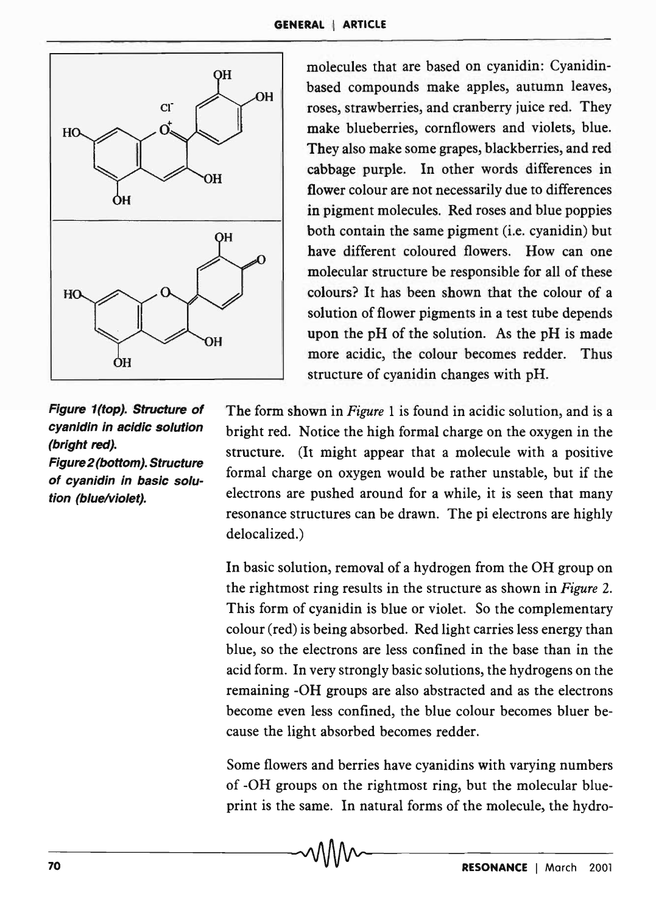molecules that are based on cyanidin: Cyanidin-based compounds make apples, autumn leaves, roses, strawberries, and cranberry juice red. They make blueberries, cornflowers and violets, blue. They also make some grapes, blackberries, and red cabbage purple. In other words differences in flower colour are not necessarily due to differences in pigment molecules. Red roses and blue poppies both contain the same pigment (i.e. cyanidin) but have different coloured flowers. How can one molecular structure be responsible for all of these colours? It has been shown that the colour of a solution of flower pigments in a test tube depends upon the pH of the solution. As the pH is made more acidic, the colour becomes redder. Thus structure of cyanidin changes with pH.

***Figure 1(top). Structure of cyanidin in acidic solution (bright red).***
***Figure 2 (bottom). Structure of cyanidin in basic solution (blue/violet).***

The form shown in *Figure* 1 is found in acidic solution, and is a bright red. Notice the high formal charge on the oxygen in the structure. (It might appear that a molecule with a positive formal charge on oxygen would be rather unstable, but if the electrons are pushed around for a while, it is seen that many resonance structures can be drawn. The pi electrons are highly delocalized.)

In basic solution, removal of a hydrogen from the OH group on the rightmost ring results in the structure as shown in *Figure* 2. This form of cyanidin is blue or violet. So the complementary colour (red) is being absorbed. Red light carries less energy than blue, so the electrons are less confined in the base than in the acid form. In very strongly basic solutions, the hydrogens on the remaining -OH groups are also abstracted and as the electrons become even less confined, the blue colour becomes bluer because the light absorbed becomes redder.

Some flowers and berries have cyanidins with varying numbers of -OH groups on the rightmost ring, but the molecular blueprint is the same. In natural forms of the molecule, the hydro-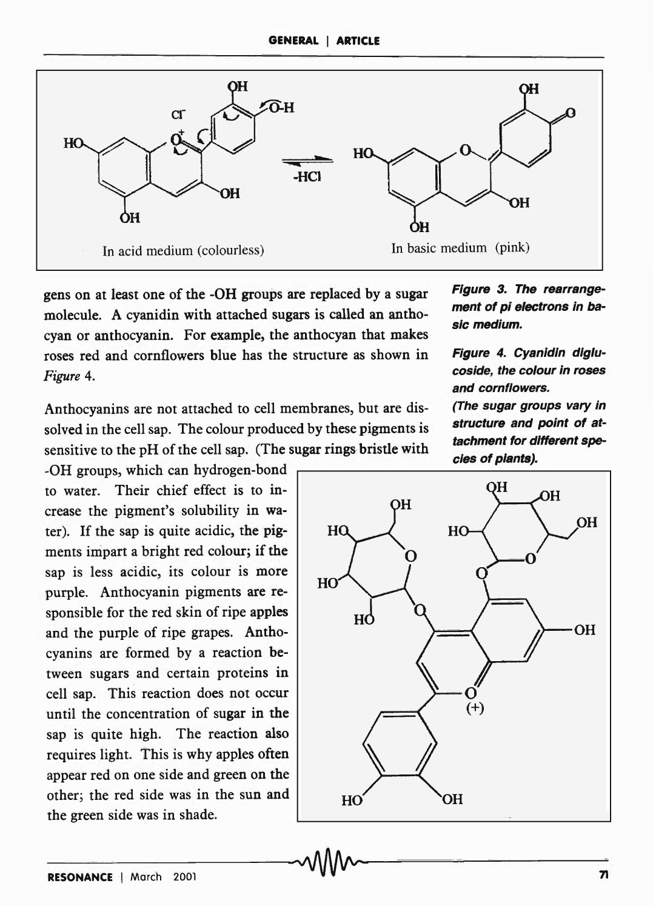In acid medium (colourless)

$\underset{-HCl}{\rightleftharpoons}$

In basic medium (pink)

**Figure 3.** *The rearrangement of pi electrons in basic medium.*

gens on at least one of the -OH groups are replaced by a sugar molecule. A cyanidin with attached sugars is called an anthocyan or anthocyanin. For example, the anthocyan that makes roses red and cornflowers blue has the structure as shown in *Figure* 4.

Anthocyanins are not attached to cell membranes, but are dissolved in the cell sap. The colour produced by these pigments is sensitive to the pH of the cell sap. (The sugar rings bristle with -OH groups, which can hydrogen-bond to water. Their chief effect is to increase the pigment's solubility in water). If the sap is quite acidic, the pigments impart a bright red colour; if the sap is less acidic, its colour is more purple. Anthocyanin pigments are responsible for the red skin of ripe apples and the purple of ripe grapes. Anthocyanins are formed by a reaction between sugars and certain proteins in cell sap. This reaction does not occur until the concentration of sugar in the sap is quite high. The reaction also requires light. This is why apples often appear red on one side and green on the other; the red side was in the sun and the green side was in shade.

**Figure 4.** *Cyanidin diglucoside, the colour in roses and cornflowers.*
*(The sugar groups vary in structure and point of attachment for different species of plants).*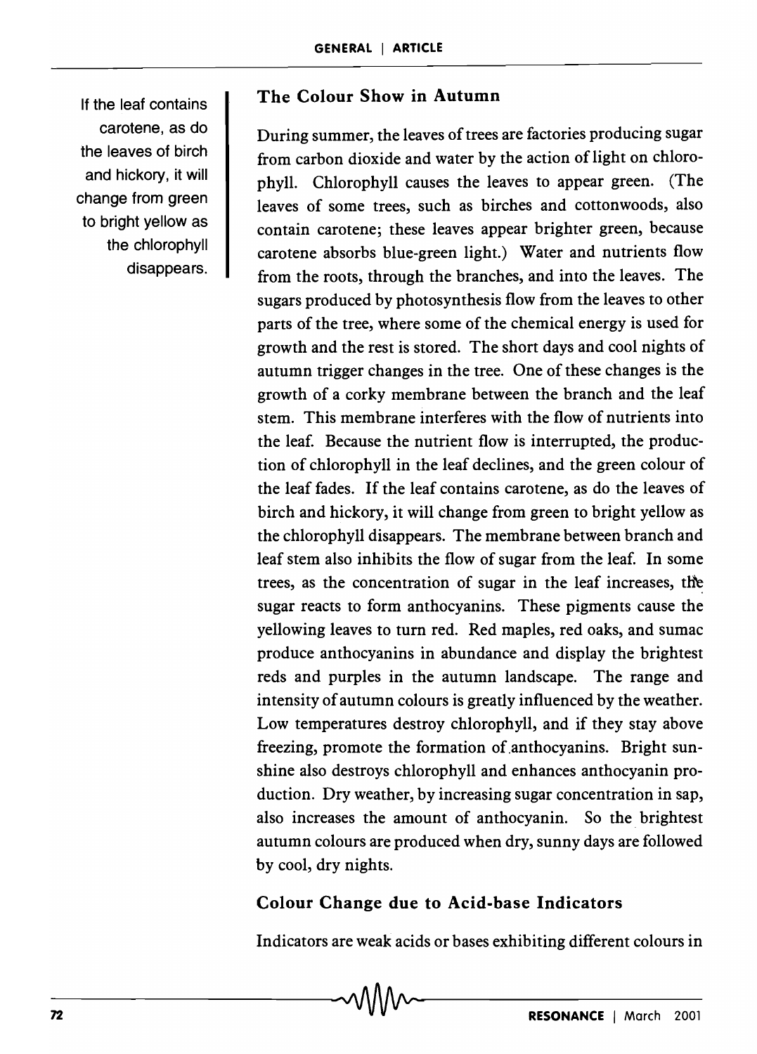If the leaf contains carotene, as do the leaves of birch and hickory, it will change from green to bright yellow as the chlorophyll disappears.

## The Colour Show in Autumn

During summer, the leaves of trees are factories producing sugar from carbon dioxide and water by the action of light on chlorophyll. Chlorophyll causes the leaves to appear green. (The leaves of some trees, such as birches and cottonwoods, also contain carotene; these leaves appear brighter green, because carotene absorbs blue-green light.) Water and nutrients flow from the roots, through the branches, and into the leaves. The sugars produced by photosynthesis flow from the leaves to other parts of the tree, where some of the chemical energy is used for growth and the rest is stored. The short days and cool nights of autumn trigger changes in the tree. One of these changes is the growth of a corky membrane between the branch and the leaf stem. This membrane interferes with the flow of nutrients into the leaf. Because the nutrient flow is interrupted, the production of chlorophyll in the leaf declines, and the green colour of the leaf fades. If the leaf contains carotene, as do the leaves of birch and hickory, it will change from green to bright yellow as the chlorophyll disappears. The membrane between branch and leaf stem also inhibits the flow of sugar from the leaf. In some trees, as the concentration of sugar in the leaf increases, the sugar reacts to form anthocyanins. These pigments cause the yellowing leaves to turn red. Red maples, red oaks, and sumac produce anthocyanins in abundance and display the brightest reds and purples in the autumn landscape. The range and intensity of autumn colours is greatly influenced by the weather. Low temperatures destroy chlorophyll, and if they stay above freezing, promote the formation of anthocyanins. Bright sunshine also destroys chlorophyll and enhances anthocyanin production. Dry weather, by increasing sugar concentration in sap, also increases the amount of anthocyanin. So the brightest autumn colours are produced when dry, sunny days are followed by cool, dry nights.

## Colour Change due to Acid-base Indicators

Indicators are weak acids or bases exhibiting different colours in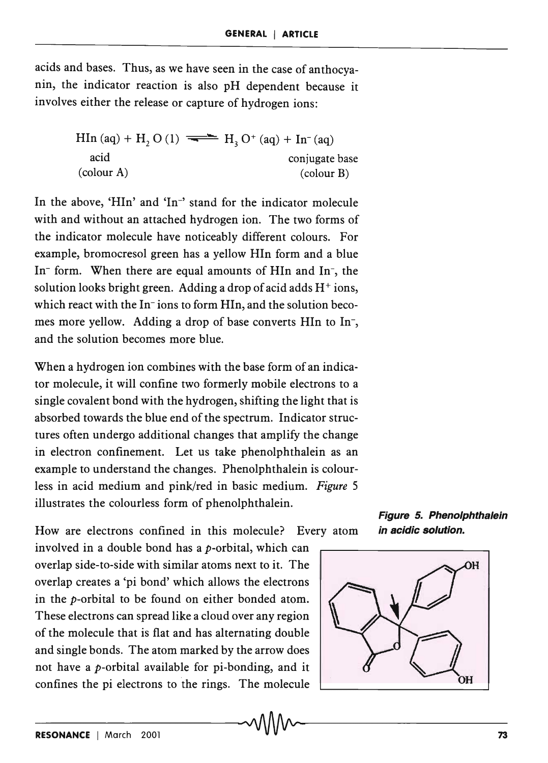acids and bases. Thus, as we have seen in the case of anthocyanin, the indicator reaction is also pH dependent because it involves either the release or capture of hydrogen ions:

$$\underset{\substack{\text{acid} \\ \text{(colour A)}}}{\text{HIn (aq)}} + \text{H}_2\text{O (l)} \rightleftharpoons \text{H}_3\text{O}^+ \text{(aq)} + \underset{\substack{\text{conjugate base} \\ \text{(colour B)}}}{\text{In}^- \text{(aq)}}$$

In the above, 'HIn' and 'In$^-$' stand for the indicator molecule with and without an attached hydrogen ion. The two forms of the indicator molecule have noticeably different colours. For example, bromocresol green has a yellow HIn form and a blue In$^-$ form. When there are equal amounts of HIn and In$^-$, the solution looks bright green. Adding a drop of acid adds $H^+$ ions, which react with the In$^-$ ions to form HIn, and the solution becomes more yellow. Adding a drop of base converts HIn to In$^-$, and the solution becomes more blue.

When a hydrogen ion combines with the base form of an indicator molecule, it will confine two formerly mobile electrons to a single covalent bond with the hydrogen, shifting the light that is absorbed towards the blue end of the spectrum. Indicator structures often undergo additional changes that amplify the change in electron confinement. Let us take phenolphthalein as an example to understand the changes. Phenolphthalein is colourless in acid medium and pink/red in basic medium. *Figure* 5 illustrates the colourless form of phenolphthalein.

**Figure 5. Phenolphthalein in acidic solution.**

How are electrons confined in this molecule? Every atom involved in a double bond has a *p*-orbital, which can overlap side-to-side with similar atoms next to it. The overlap creates a 'pi bond' which allows the electrons in the *p*-orbital to be found on either bonded atom. These electrons can spread like a cloud over any region of the molecule that is flat and has alternating double and single bonds. The atom marked by the arrow does not have a *p*-orbital available for pi-bonding, and it confines the pi electrons to the rings. The molecule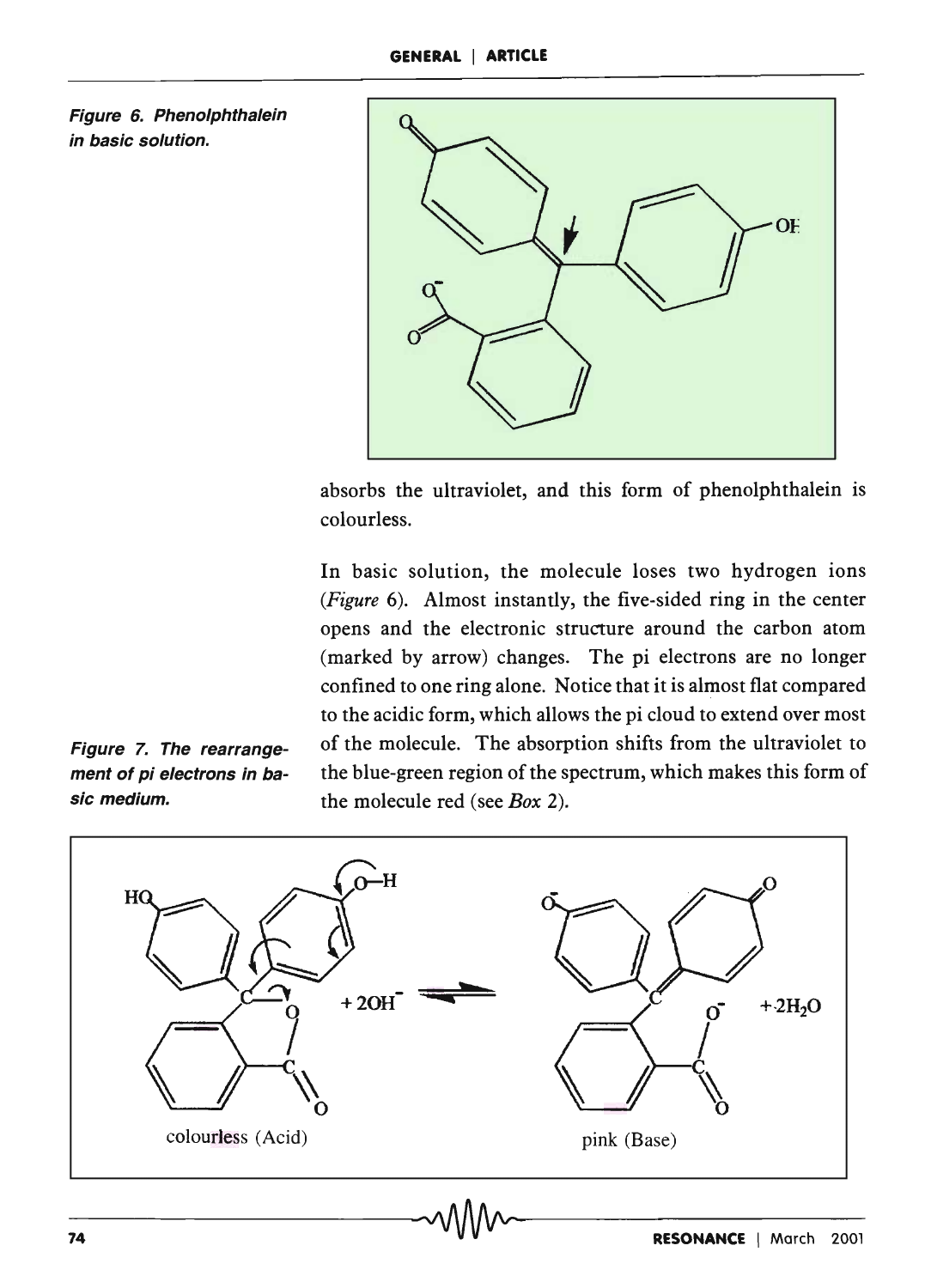Figure 6. Phenolphthalein in basic solution.

absorbs the ultraviolet, and this form of phenolphthalein is colourless.

In basic solution, the molecule loses two hydrogen ions (*Figure* 6). Almost instantly, the five-sided ring in the center opens and the electronic structure around the carbon atom (marked by arrow) changes. The pi electrons are no longer confined to one ring alone. Notice that it is almost flat compared to the acidic form, which allows the pi cloud to extend over most of the molecule. The absorption shifts from the ultraviolet to the blue-green region of the spectrum, which makes this form of the molecule red (see *Box* 2).

Figure 7. The rearrangement of pi electrons in basic medium.

colourless (Acid) $+ 2OH^-$ ⇌ pink (Base) $+ 2H_2O$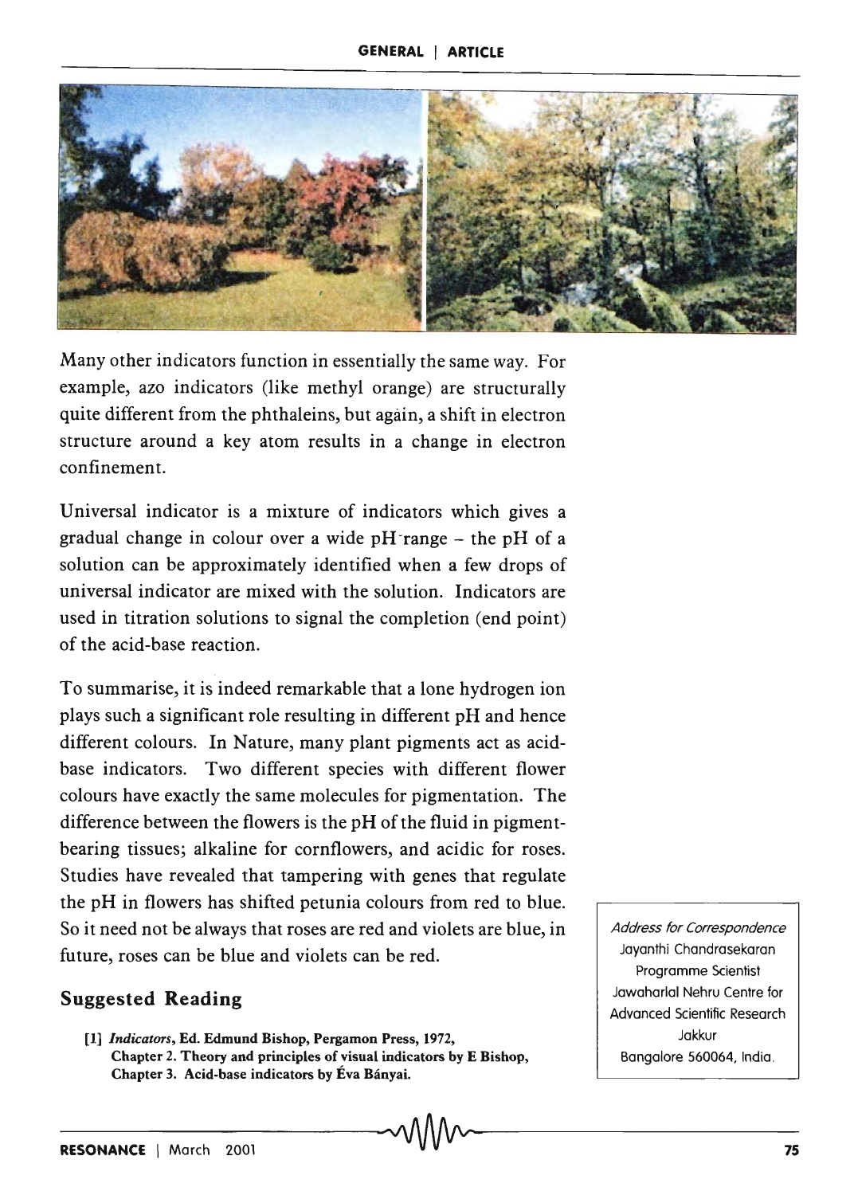Many other indicators function in essentially the same way. For example, azo indicators (like methyl orange) are structurally quite different from the phthaleins, but again, a shift in electron structure around a key atom results in a change in electron confinement.

Universal indicator is a mixture of indicators which gives a gradual change in colour over a wide pH range – the pH of a solution can be approximately identified when a few drops of universal indicator are mixed with the solution. Indicators are used in titration solutions to signal the completion (end point) of the acid-base reaction.

To summarise, it is indeed remarkable that a lone hydrogen ion plays such a significant role resulting in different pH and hence different colours. In Nature, many plant pigments act as acid-base indicators. Two different species with different flower colours have exactly the same molecules for pigmentation. The difference between the flowers is the pH of the fluid in pigment-bearing tissues; alkaline for cornflowers, and acidic for roses. Studies have revealed that tampering with genes that regulate the pH in flowers has shifted petunia colours from red to blue. So it need not be always that roses are red and violets are blue, in future, roses can be blue and violets can be red.

## Suggested Reading

[1] *Indicators*, Ed. Edmund Bishop, Pergamon Press, 1972, Chapter 2. Theory and principles of visual indicators by E Bishop, Chapter 3. Acid-base indicators by Éva Bányai.

*Address for Correspondence*
Jayanthi Chandrasekaran
Programme Scientist
Jawaharlal Nehru Centre for Advanced Scientific Research
Jakkur
Bangalore 560064, India.